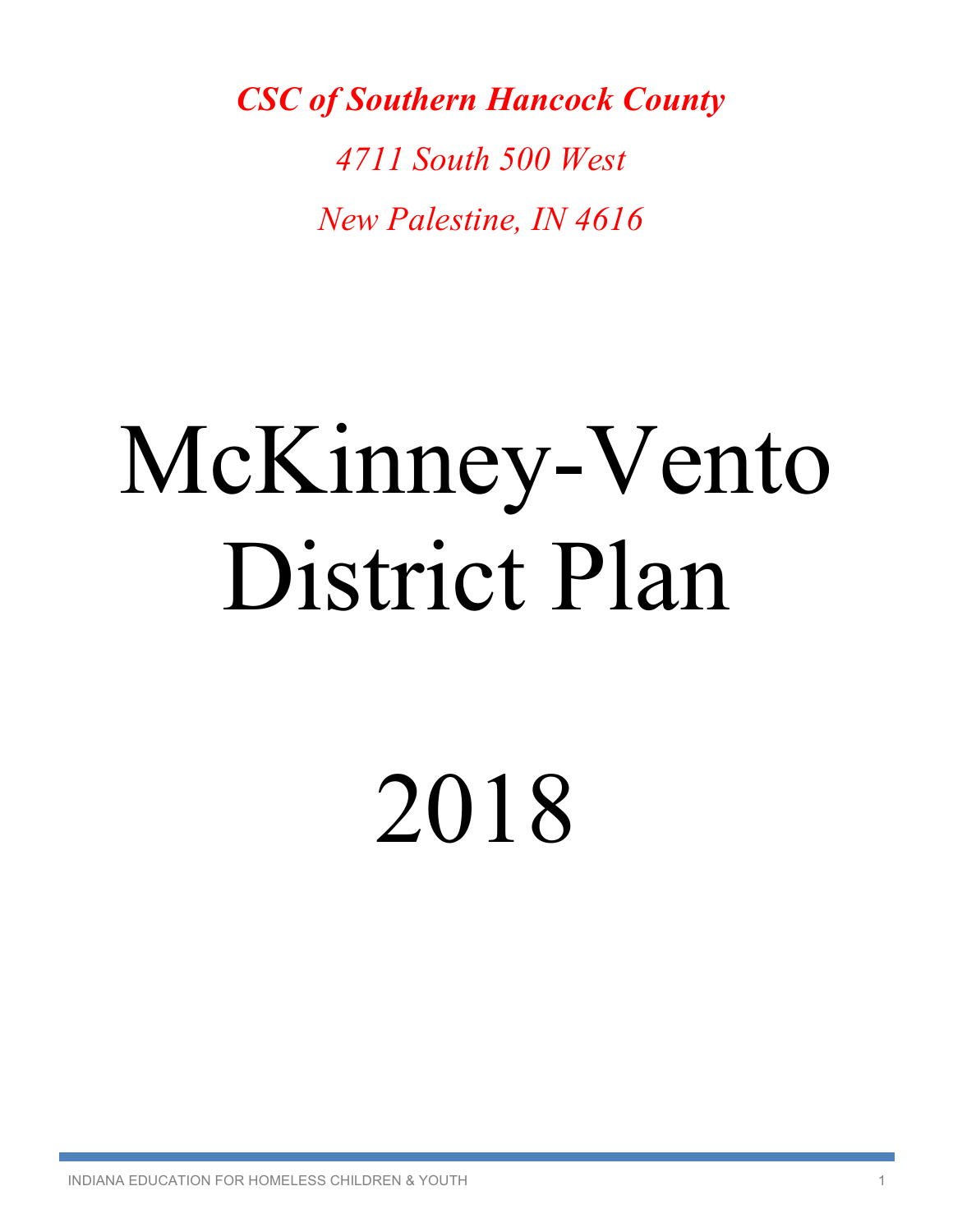***CSC of Southern Hancock County***

*4711 South 500 West*

*New Palestine, IN 4616*

# McKinney-Vento District Plan

# 2018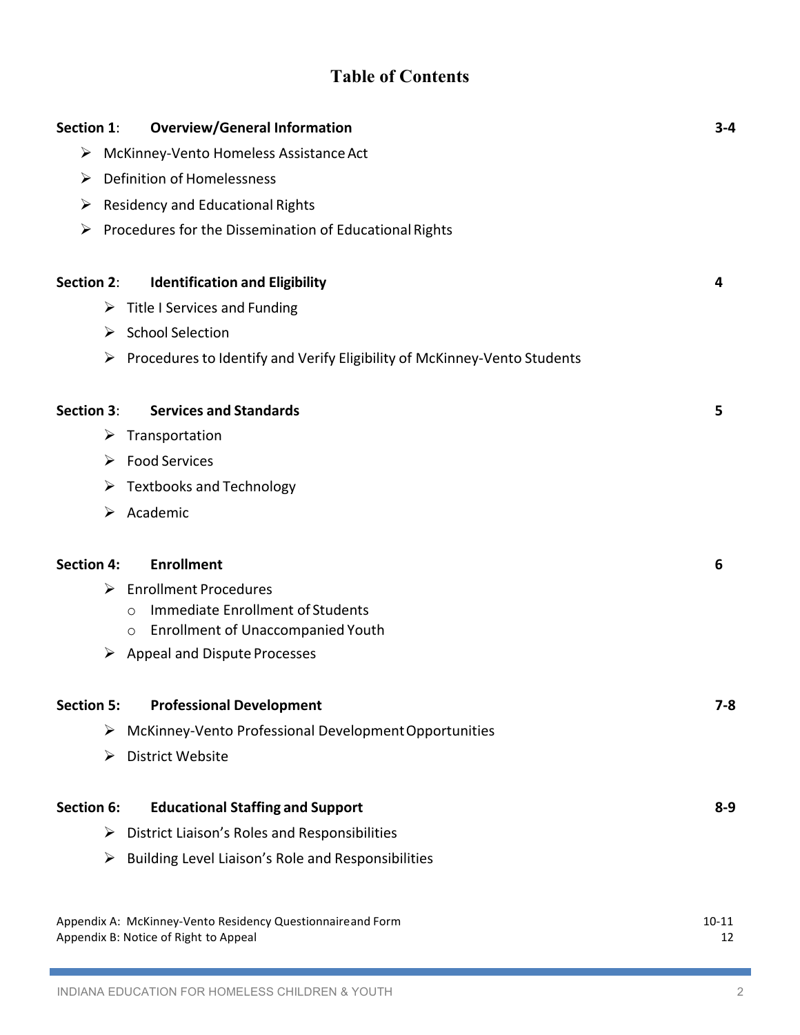# Table of Contents

| | | |
|---|---|---|
| **Section 1:** | **Overview/General Information** | **3-4** |
| | ➢ McKinney-Vento Homeless Assistance Act | |
| | ➢ Definition of Homelessness | |
| | ➢ Residency and Educational Rights | |
| | ➢ Procedures for the Dissemination of Educational Rights | |
| **Section 2:** | **Identification and Eligibility** | **4** |
| | ➢ Title I Services and Funding | |
| | ➢ School Selection | |
| | ➢ Procedures to Identify and Verify Eligibility of McKinney-Vento Students | |
| **Section 3:** | **Services and Standards** | **5** |
| | ➢ Transportation | |
| | ➢ Food Services | |
| | ➢ Textbooks and Technology | |
| | ➢ Academic | |
| **Section 4:** | **Enrollment** | **6** |
| | ➢ Enrollment Procedures | |
| | ○ Immediate Enrollment of Students | |
| | ○ Enrollment of Unaccompanied Youth | |
| | ➢ Appeal and Dispute Processes | |
| **Section 5:** | **Professional Development** | **7-8** |
| | ➢ McKinney-Vento Professional Development Opportunities | |
| | ➢ District Website | |
| **Section 6:** | **Educational Staffing and Support** | **8-9** |
| | ➢ District Liaison's Roles and Responsibilities | |
| | ➢ Building Level Liaison's Role and Responsibilities | |
| Appendix A: | McKinney-Vento Residency Questionnaire and Form | 10-11 |
| Appendix B: | Notice of Right to Appeal | 12 |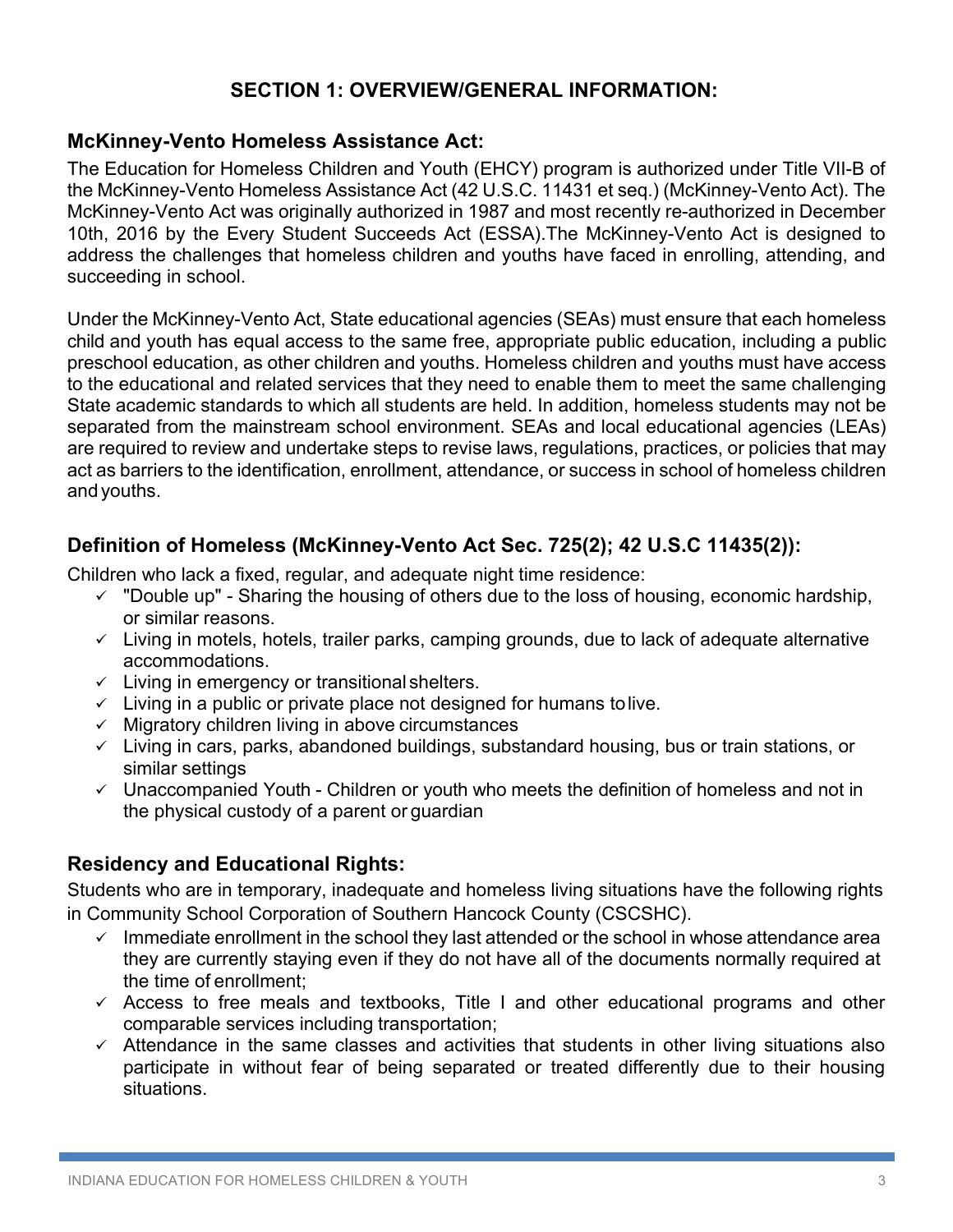# SECTION 1: OVERVIEW/GENERAL INFORMATION:

## McKinney-Vento Homeless Assistance Act:

The Education for Homeless Children and Youth (EHCY) program is authorized under Title VII-B of the McKinney-Vento Homeless Assistance Act (42 U.S.C. 11431 et seq.) (McKinney-Vento Act). The McKinney-Vento Act was originally authorized in 1987 and most recently re-authorized in December 10th, 2016 by the Every Student Succeeds Act (ESSA).The McKinney-Vento Act is designed to address the challenges that homeless children and youths have faced in enrolling, attending, and succeeding in school.

Under the McKinney-Vento Act, State educational agencies (SEAs) must ensure that each homeless child and youth has equal access to the same free, appropriate public education, including a public preschool education, as other children and youths. Homeless children and youths must have access to the educational and related services that they need to enable them to meet the same challenging State academic standards to which all students are held. In addition, homeless students may not be separated from the mainstream school environment. SEAs and local educational agencies (LEAs) are required to review and undertake steps to revise laws, regulations, practices, or policies that may act as barriers to the identification, enrollment, attendance, or success in school of homeless children and youths.

## Definition of Homeless (McKinney-Vento Act Sec. 725(2); 42 U.S.C 11435(2)):

Children who lack a fixed, regular, and adequate night time residence:

- ✓ "Double up" - Sharing the housing of others due to the loss of housing, economic hardship, or similar reasons.
- ✓ Living in motels, hotels, trailer parks, camping grounds, due to lack of adequate alternative accommodations.
- ✓ Living in emergency or transitional shelters.
- ✓ Living in a public or private place not designed for humans to live.
- ✓ Migratory children living in above circumstances
- ✓ Living in cars, parks, abandoned buildings, substandard housing, bus or train stations, or similar settings
- ✓ Unaccompanied Youth - Children or youth who meets the definition of homeless and not in the physical custody of a parent or guardian

## Residency and Educational Rights:

Students who are in temporary, inadequate and homeless living situations have the following rights in Community School Corporation of Southern Hancock County (CSCSHC).

- ✓ Immediate enrollment in the school they last attended or the school in whose attendance area they are currently staying even if they do not have all of the documents normally required at the time of enrollment;
- ✓ Access to free meals and textbooks, Title I and other educational programs and other comparable services including transportation;
- ✓ Attendance in the same classes and activities that students in other living situations also participate in without fear of being separated or treated differently due to their housing situations.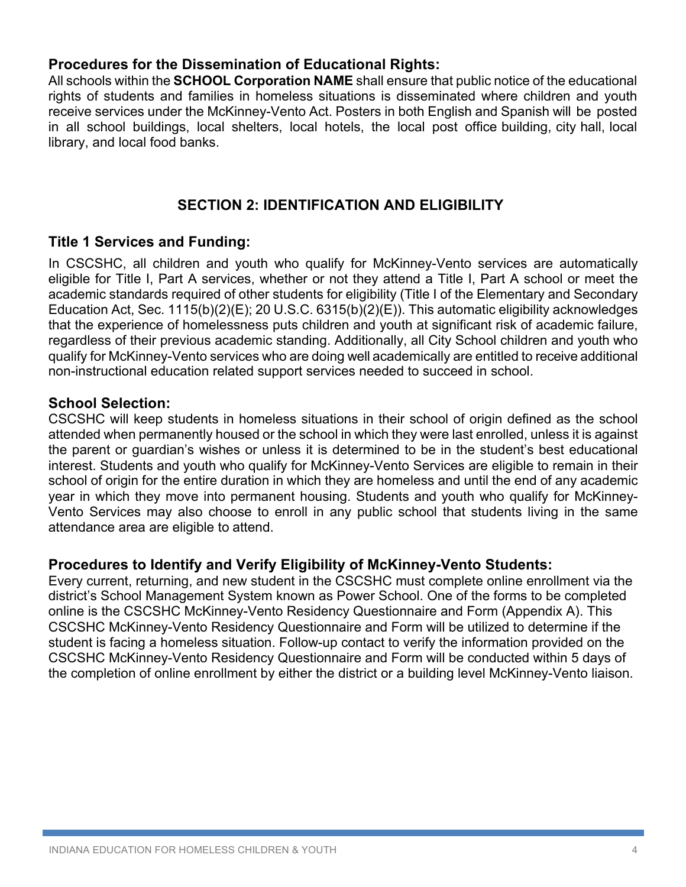### Procedures for the Dissemination of Educational Rights:

All schools within the **SCHOOL Corporation NAME** shall ensure that public notice of the educational rights of students and families in homeless situations is disseminated where children and youth receive services under the McKinney-Vento Act. Posters in both English and Spanish will be posted in all school buildings, local shelters, local hotels, the local post office building, city hall, local library, and local food banks.

## SECTION 2: IDENTIFICATION AND ELIGIBILITY

### Title 1 Services and Funding:

In CSCSHC, all children and youth who qualify for McKinney-Vento services are automatically eligible for Title I, Part A services, whether or not they attend a Title I, Part A school or meet the academic standards required of other students for eligibility (Title I of the Elementary and Secondary Education Act, Sec. 1115(b)(2)(E); 20 U.S.C. 6315(b)(2)(E)). This automatic eligibility acknowledges that the experience of homelessness puts children and youth at significant risk of academic failure, regardless of their previous academic standing. Additionally, all City School children and youth who qualify for McKinney-Vento services who are doing well academically are entitled to receive additional non-instructional education related support services needed to succeed in school.

### School Selection:

CSCSHC will keep students in homeless situations in their school of origin defined as the school attended when permanently housed or the school in which they were last enrolled, unless it is against the parent or guardian's wishes or unless it is determined to be in the student's best educational interest. Students and youth who qualify for McKinney-Vento Services are eligible to remain in their school of origin for the entire duration in which they are homeless and until the end of any academic year in which they move into permanent housing. Students and youth who qualify for McKinney-Vento Services may also choose to enroll in any public school that students living in the same attendance area are eligible to attend.

### Procedures to Identify and Verify Eligibility of McKinney-Vento Students:

Every current, returning, and new student in the CSCSHC must complete online enrollment via the district's School Management System known as Power School. One of the forms to be completed online is the CSCSHC McKinney-Vento Residency Questionnaire and Form (Appendix A). This CSCSHC McKinney-Vento Residency Questionnaire and Form will be utilized to determine if the student is facing a homeless situation. Follow-up contact to verify the information provided on the CSCSHC McKinney-Vento Residency Questionnaire and Form will be conducted within 5 days of the completion of online enrollment by either the district or a building level McKinney-Vento liaison.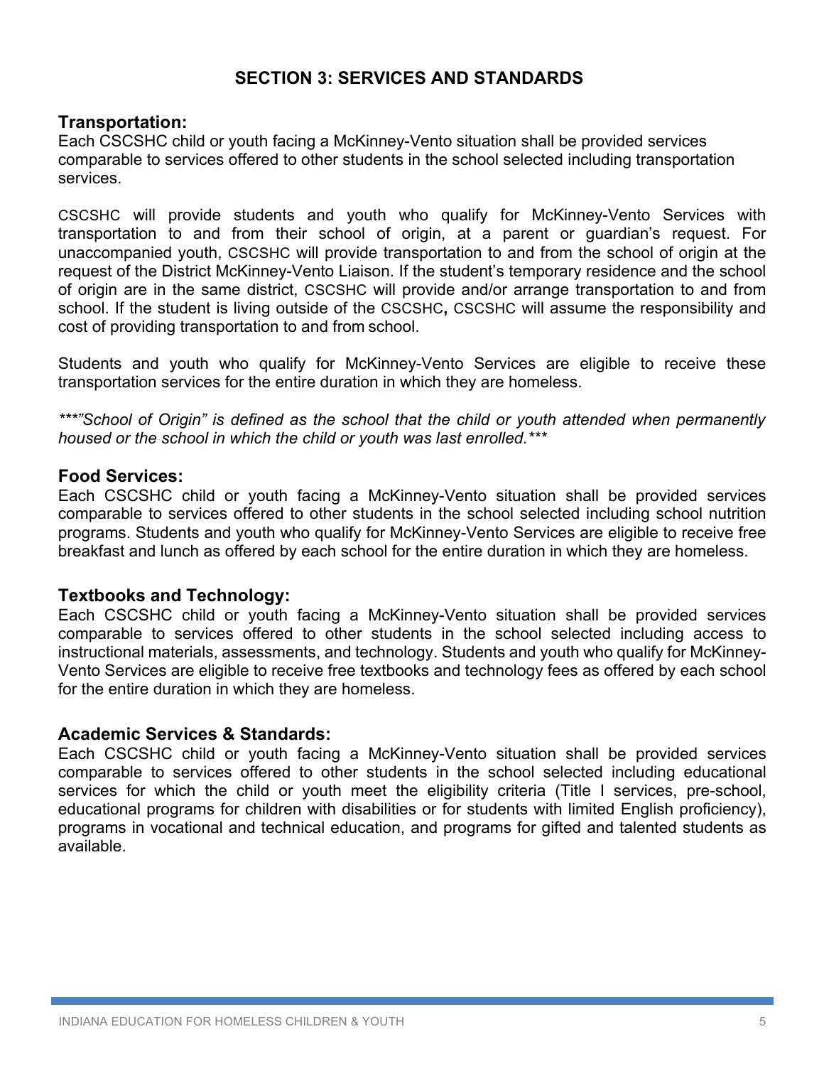## SECTION 3: SERVICES AND STANDARDS

### Transportation:

Each CSCSHC child or youth facing a McKinney-Vento situation shall be provided services comparable to services offered to other students in the school selected including transportation services.

CSCSHC will provide students and youth who qualify for McKinney-Vento Services with transportation to and from their school of origin, at a parent or guardian's request. For unaccompanied youth, CSCSHC will provide transportation to and from the school of origin at the request of the District McKinney-Vento Liaison. If the student's temporary residence and the school of origin are in the same district, CSCSHC will provide and/or arrange transportation to and from school. If the student is living outside of the CSCSHC**,** CSCSHC will assume the responsibility and cost of providing transportation to and from school.

Students and youth who qualify for McKinney-Vento Services are eligible to receive these transportation services for the entire duration in which they are homeless.

*\*\*\*"School of Origin" is defined as the school that the child or youth attended when permanently housed or the school in which the child or youth was last enrolled.\*\*\**

### Food Services:

Each CSCSHC child or youth facing a McKinney-Vento situation shall be provided services comparable to services offered to other students in the school selected including school nutrition programs. Students and youth who qualify for McKinney-Vento Services are eligible to receive free breakfast and lunch as offered by each school for the entire duration in which they are homeless.

### Textbooks and Technology:

Each CSCSHC child or youth facing a McKinney-Vento situation shall be provided services comparable to services offered to other students in the school selected including access to instructional materials, assessments, and technology. Students and youth who qualify for McKinney-Vento Services are eligible to receive free textbooks and technology fees as offered by each school for the entire duration in which they are homeless.

### Academic Services & Standards:

Each CSCSHC child or youth facing a McKinney-Vento situation shall be provided services comparable to services offered to other students in the school selected including educational services for which the child or youth meet the eligibility criteria (Title I services, pre-school, educational programs for children with disabilities or for students with limited English proficiency), programs in vocational and technical education, and programs for gifted and talented students as available.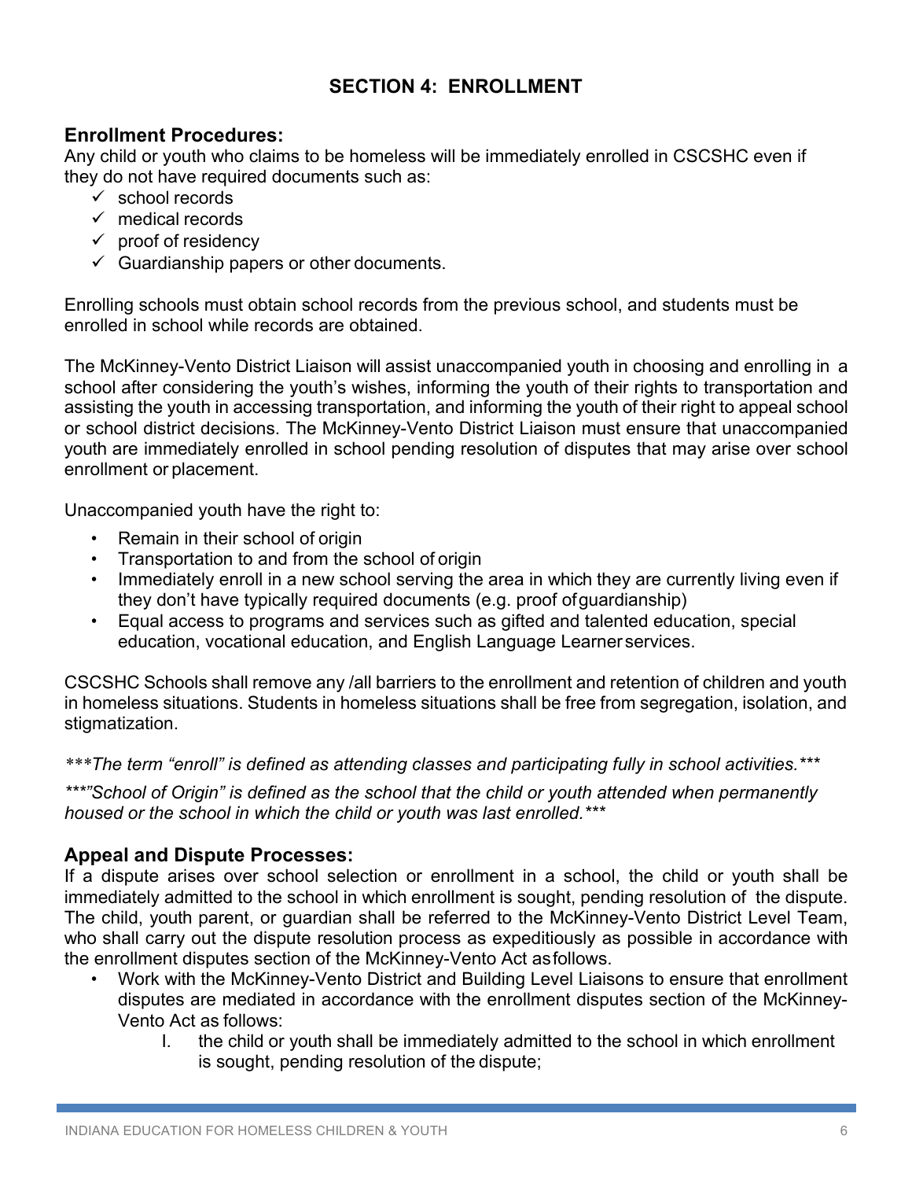## SECTION 4: ENROLLMENT

### Enrollment Procedures:

Any child or youth who claims to be homeless will be immediately enrolled in CSCSHC even if they do not have required documents such as:

- ✓ school records
- ✓ medical records
- ✓ proof of residency
- ✓ Guardianship papers or other documents.

Enrolling schools must obtain school records from the previous school, and students must be enrolled in school while records are obtained.

The McKinney-Vento District Liaison will assist unaccompanied youth in choosing and enrolling in a school after considering the youth's wishes, informing the youth of their rights to transportation and assisting the youth in accessing transportation, and informing the youth of their right to appeal school or school district decisions. The McKinney-Vento District Liaison must ensure that unaccompanied youth are immediately enrolled in school pending resolution of disputes that may arise over school enrollment or placement.

Unaccompanied youth have the right to:

- Remain in their school of origin
- Transportation to and from the school of origin
- Immediately enroll in a new school serving the area in which they are currently living even if they don't have typically required documents (e.g. proof of guardianship)
- Equal access to programs and services such as gifted and talented education, special education, vocational education, and English Language Learner services.

CSCSHC Schools shall remove any /all barriers to the enrollment and retention of children and youth in homeless situations. Students in homeless situations shall be free from segregation, isolation, and stigmatization.

*\*\*\*The term "enroll" is defined as attending classes and participating fully in school activities.\*\*\**

*\*\*\*"School of Origin" is defined as the school that the child or youth attended when permanently housed or the school in which the child or youth was last enrolled.\*\*\**

### Appeal and Dispute Processes:

If a dispute arises over school selection or enrollment in a school, the child or youth shall be immediately admitted to the school in which enrollment is sought, pending resolution of the dispute. The child, youth parent, or guardian shall be referred to the McKinney-Vento District Level Team, who shall carry out the dispute resolution process as expeditiously as possible in accordance with the enrollment disputes section of the McKinney-Vento Act as follows.

- Work with the McKinney-Vento District and Building Level Liaisons to ensure that enrollment disputes are mediated in accordance with the enrollment disputes section of the McKinney-Vento Act as follows:
    I. the child or youth shall be immediately admitted to the school in which enrollment is sought, pending resolution of the dispute;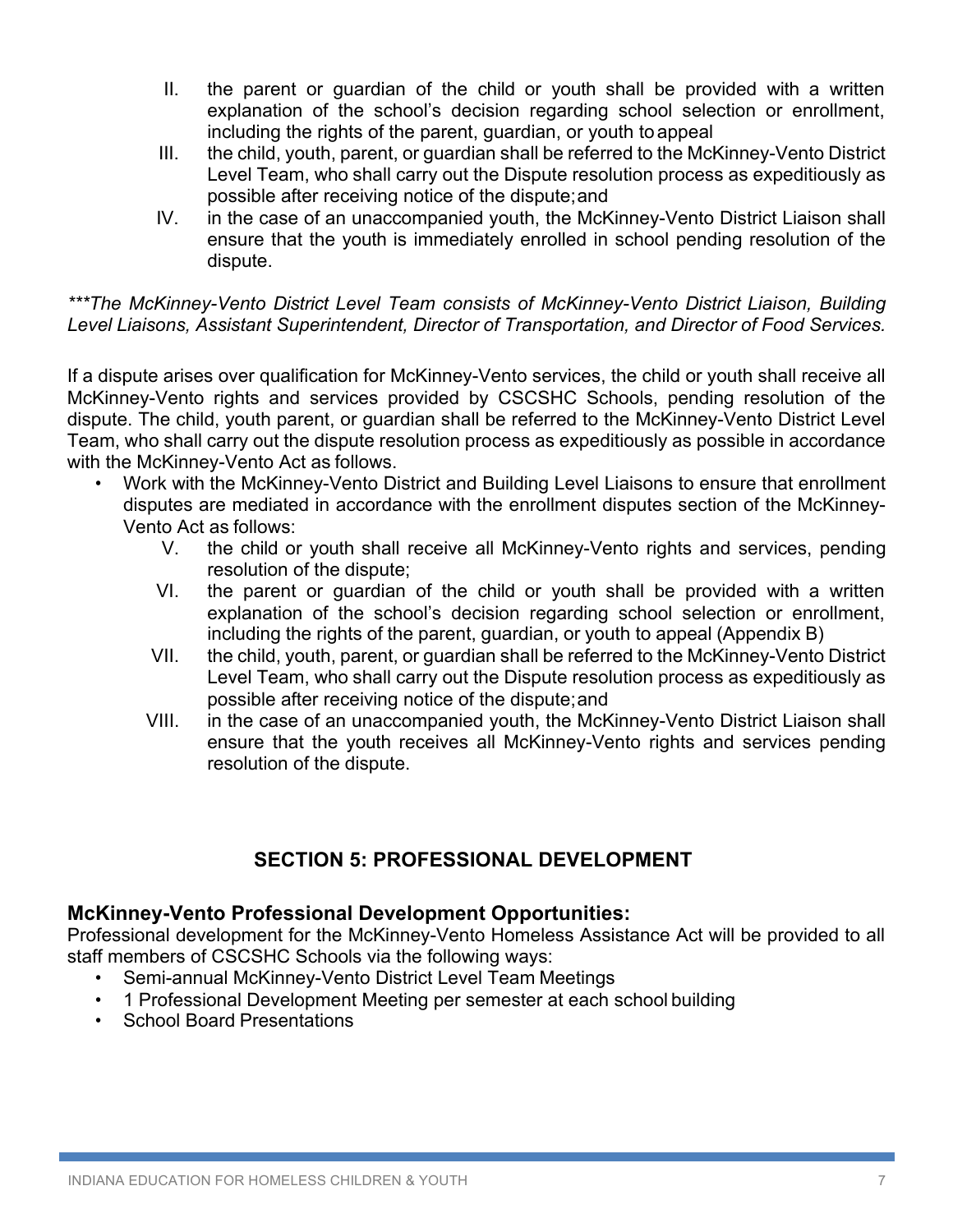II. the parent or guardian of the child or youth shall be provided with a written explanation of the school's decision regarding school selection or enrollment, including the rights of the parent, guardian, or youth to appeal

III. the child, youth, parent, or guardian shall be referred to the McKinney-Vento District Level Team, who shall carry out the Dispute resolution process as expeditiously as possible after receiving notice of the dispute; and

IV. in the case of an unaccompanied youth, the McKinney-Vento District Liaison shall ensure that the youth is immediately enrolled in school pending resolution of the dispute.

*\*\*\*The McKinney-Vento District Level Team consists of McKinney-Vento District Liaison, Building Level Liaisons, Assistant Superintendent, Director of Transportation, and Director of Food Services.*

If a dispute arises over qualification for McKinney-Vento services, the child or youth shall receive all McKinney-Vento rights and services provided by CSCSHC Schools, pending resolution of the dispute. The child, youth parent, or guardian shall be referred to the McKinney-Vento District Level Team, who shall carry out the dispute resolution process as expeditiously as possible in accordance with the McKinney-Vento Act as follows.

- Work with the McKinney-Vento District and Building Level Liaisons to ensure that enrollment disputes are mediated in accordance with the enrollment disputes section of the McKinney-Vento Act as follows:
  - V. the child or youth shall receive all McKinney-Vento rights and services, pending resolution of the dispute;
  - VI. the parent or guardian of the child or youth shall be provided with a written explanation of the school's decision regarding school selection or enrollment, including the rights of the parent, guardian, or youth to appeal (Appendix B)
  - VII. the child, youth, parent, or guardian shall be referred to the McKinney-Vento District Level Team, who shall carry out the Dispute resolution process as expeditiously as possible after receiving notice of the dispute; and
  - VIII. in the case of an unaccompanied youth, the McKinney-Vento District Liaison shall ensure that the youth receives all McKinney-Vento rights and services pending resolution of the dispute.

## SECTION 5: PROFESSIONAL DEVELOPMENT

### McKinney-Vento Professional Development Opportunities:

Professional development for the McKinney-Vento Homeless Assistance Act will be provided to all staff members of CSCSHC Schools via the following ways:

- Semi-annual McKinney-Vento District Level Team Meetings
- 1 Professional Development Meeting per semester at each school building
- School Board Presentations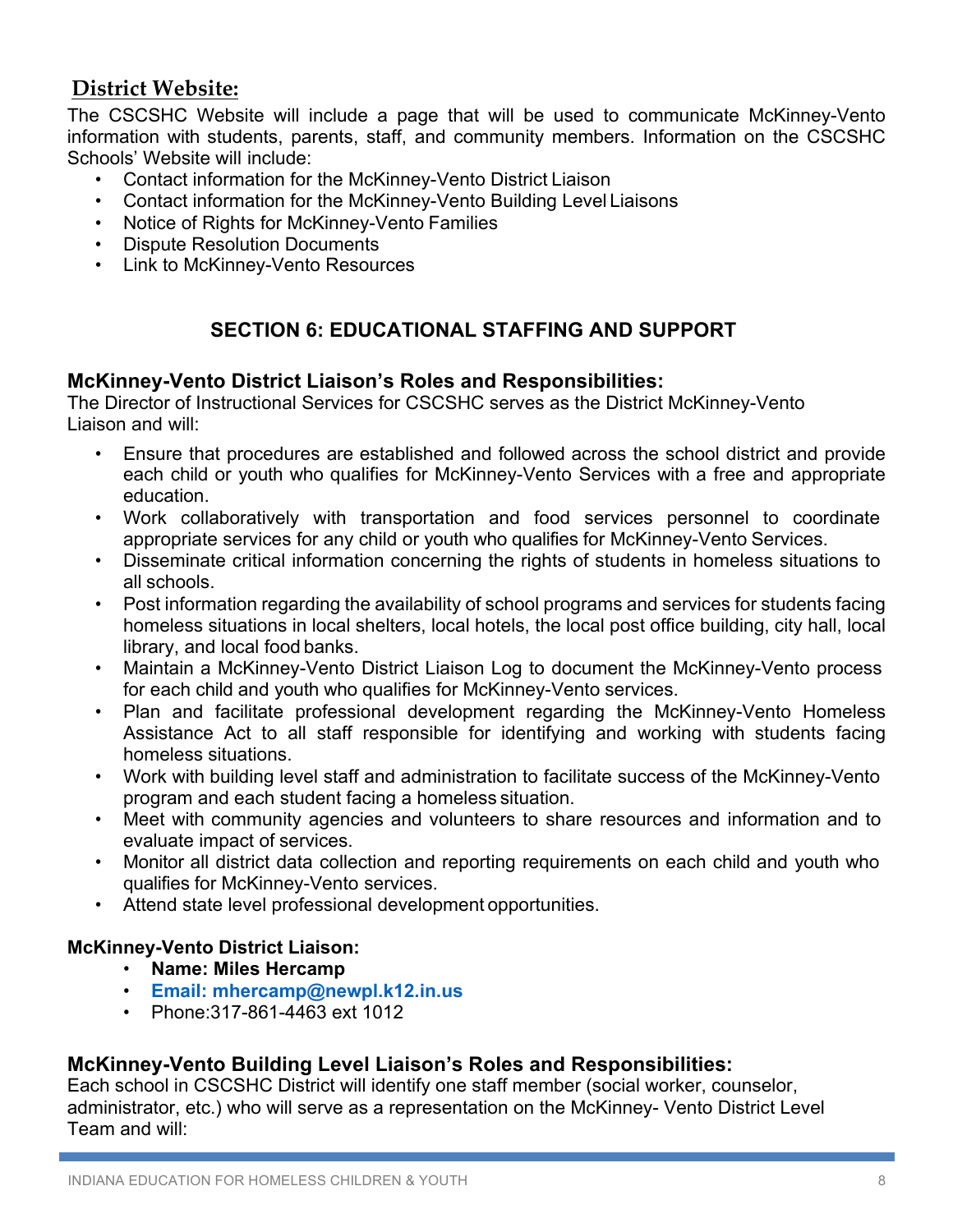## District Website:

The CSCSHC Website will include a page that will be used to communicate McKinney-Vento information with students, parents, staff, and community members. Information on the CSCSHC Schools' Website will include:

- Contact information for the McKinney-Vento District Liaison
- Contact information for the McKinney-Vento Building Level Liaisons
- Notice of Rights for McKinney-Vento Families
- Dispute Resolution Documents
- Link to McKinney-Vento Resources

## SECTION 6: EDUCATIONAL STAFFING AND SUPPORT

### McKinney-Vento District Liaison's Roles and Responsibilities:

The Director of Instructional Services for CSCSHC serves as the District McKinney-Vento Liaison and will:

- Ensure that procedures are established and followed across the school district and provide each child or youth who qualifies for McKinney-Vento Services with a free and appropriate education.
- Work collaboratively with transportation and food services personnel to coordinate appropriate services for any child or youth who qualifies for McKinney-Vento Services.
- Disseminate critical information concerning the rights of students in homeless situations to all schools.
- Post information regarding the availability of school programs and services for students facing homeless situations in local shelters, local hotels, the local post office building, city hall, local library, and local food banks.
- Maintain a McKinney-Vento District Liaison Log to document the McKinney-Vento process for each child and youth who qualifies for McKinney-Vento services.
- Plan and facilitate professional development regarding the McKinney-Vento Homeless Assistance Act to all staff responsible for identifying and working with students facing homeless situations.
- Work with building level staff and administration to facilitate success of the McKinney-Vento program and each student facing a homeless situation.
- Meet with community agencies and volunteers to share resources and information and to evaluate impact of services.
- Monitor all district data collection and reporting requirements on each child and youth who qualifies for McKinney-Vento services.
- Attend state level professional development opportunities.

**McKinney-Vento District Liaison:**

- **Name: Miles Hercamp**
- **Email: mhercamp@newpl.k12.in.us**
- Phone:317-861-4463 ext 1012

### McKinney-Vento Building Level Liaison's Roles and Responsibilities:

Each school in CSCSHC District will identify one staff member (social worker, counselor, administrator, etc.) who will serve as a representation on the McKinney- Vento District Level Team and will: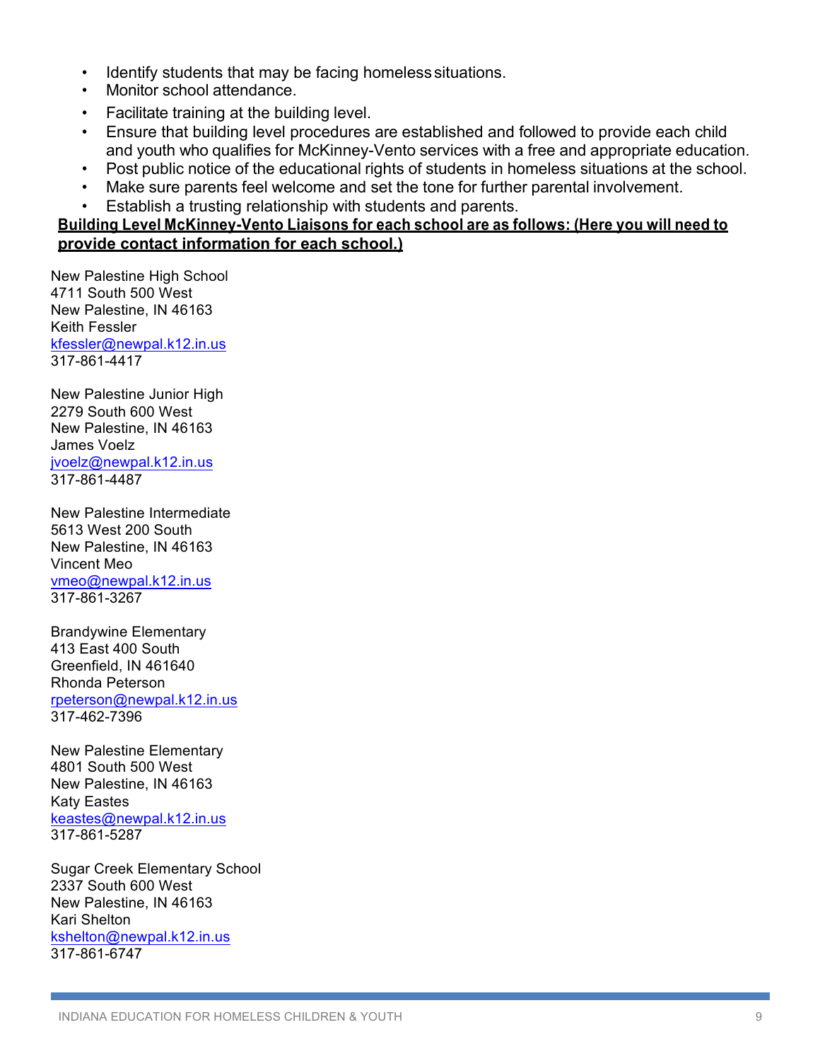- Identify students that may be facing homeless situations.
- Monitor school attendance.
- Facilitate training at the building level.
- Ensure that building level procedures are established and followed to provide each child and youth who qualifies for McKinney-Vento services with a free and appropriate education.
- Post public notice of the educational rights of students in homeless situations at the school.
- Make sure parents feel welcome and set the tone for further parental involvement.
- Establish a trusting relationship with students and parents.

**Building Level McKinney-Vento Liaisons for each school are as follows: (Here you will need to provide contact information for each school.)**

New Palestine High School  
4711 South 500 West  
New Palestine, IN 46163  
Keith Fessler  
kfessler@newpal.k12.in.us  
317-861-4417

New Palestine Junior High  
2279 South 600 West  
New Palestine, IN 46163  
James Voelz  
jvoelz@newpal.k12.in.us  
317-861-4487

New Palestine Intermediate  
5613 West 200 South  
New Palestine, IN 46163  
Vincent Meo  
vmeo@newpal.k12.in.us  
317-861-3267

Brandywine Elementary  
413 East 400 South  
Greenfield, IN 461640  
Rhonda Peterson  
rpeterson@newpal.k12.in.us  
317-462-7396

New Palestine Elementary  
4801 South 500 West  
New Palestine, IN 46163  
Katy Eastes  
keastes@newpal.k12.in.us  
317-861-5287

Sugar Creek Elementary School  
2337 South 600 West  
New Palestine, IN 46163  
Kari Shelton  
kshelton@newpal.k12.in.us  
317-861-6747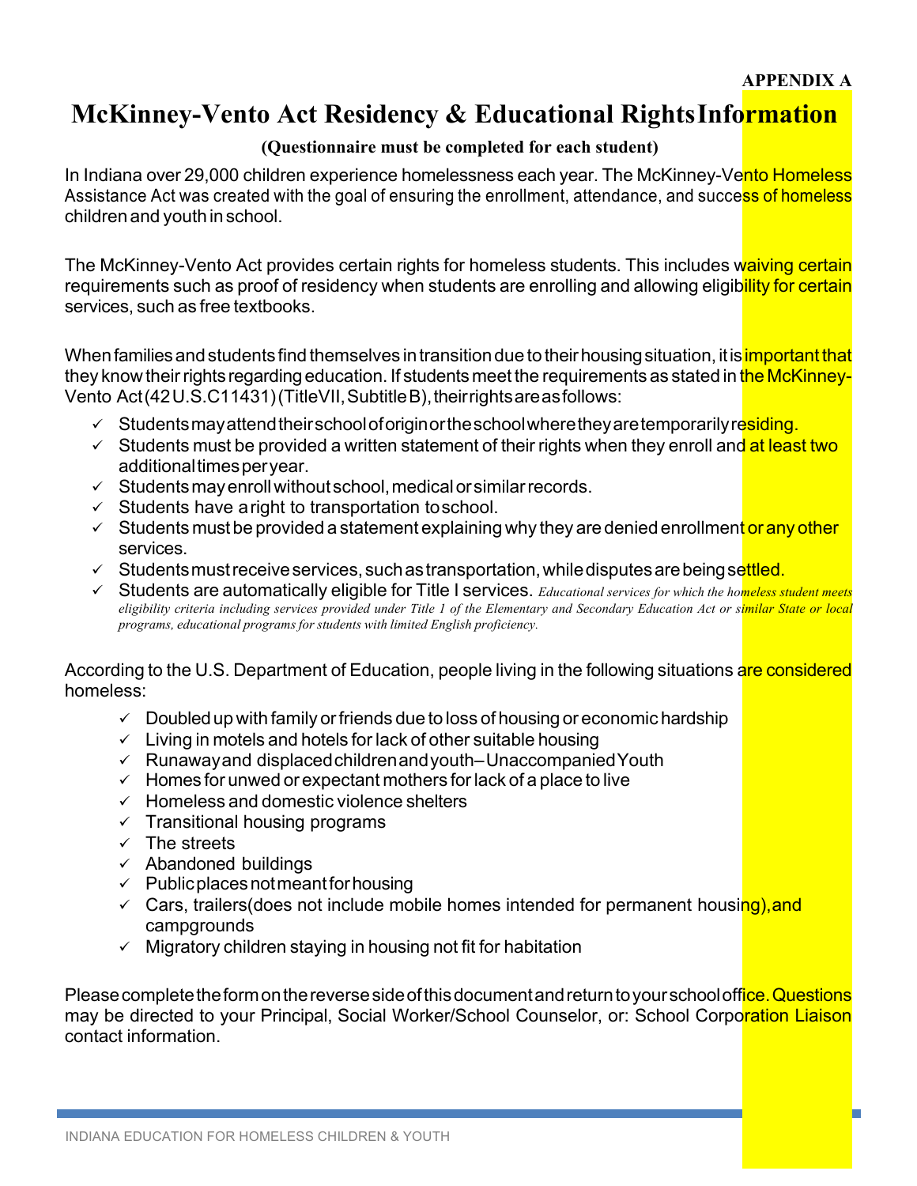**APPENDIX A**

# McKinney-Vento Act Residency & Educational Rights Information

**(Questionnaire must be completed for each student)**

In Indiana over 29,000 children experience homelessness each year. The McKinney-Vento Homeless Assistance Act was created with the goal of ensuring the enrollment, attendance, and success of homeless children and youth in school.

The McKinney-Vento Act provides certain rights for homeless students. This includes waiving certain requirements such as proof of residency when students are enrolling and allowing eligibility for certain services, such as free textbooks.

When families and students find themselves in transition due to their housing situation, it is important that they know their rights regarding education. If students meet the requirements as stated in the McKinney-Vento Act (42 U.S.C 11431) (Title VII, Subtitle B), their rights are as follows:

- ✓ Students may attend their school of origin or the school where they are temporarily residing.
- ✓ Students must be provided a written statement of their rights when they enroll and at least two additional times per year.
- ✓ Students may enroll without school, medical or similar records.
- ✓ Students have a right to transportation to school.
- ✓ Students must be provided a statement explaining why they are denied enrollment or any other services.
- ✓ Students must receive services, such as transportation, while disputes are being settled.
- ✓ Students are automatically eligible for Title I services. *Educational services for which the homeless student meets eligibility criteria including services provided under Title 1 of the Elementary and Secondary Education Act or similar State or local programs, educational programs for students with limited English proficiency.*

According to the U.S. Department of Education, people living in the following situations are considered homeless:

- ✓ Doubled up with family or friends due to loss of housing or economic hardship
- ✓ Living in motels and hotels for lack of other suitable housing
- ✓ Runaway and displaced children and youth – Unaccompanied Youth
- ✓ Homes for unwed or expectant mothers for lack of a place to live
- ✓ Homeless and domestic violence shelters
- ✓ Transitional housing programs
- ✓ The streets
- ✓ Abandoned buildings
- ✓ Public places not meant for housing
- ✓ Cars, trailers (does not include mobile homes intended for permanent housing), and campgrounds
- ✓ Migratory children staying in housing not fit for habitation

Please complete the form on the reverse side of this document and return to your school office. Questions may be directed to your Principal, Social Worker/School Counselor, or: School Corporation Liaison contact information.

INDIANA EDUCATION FOR HOMELESS CHILDREN & YOUTH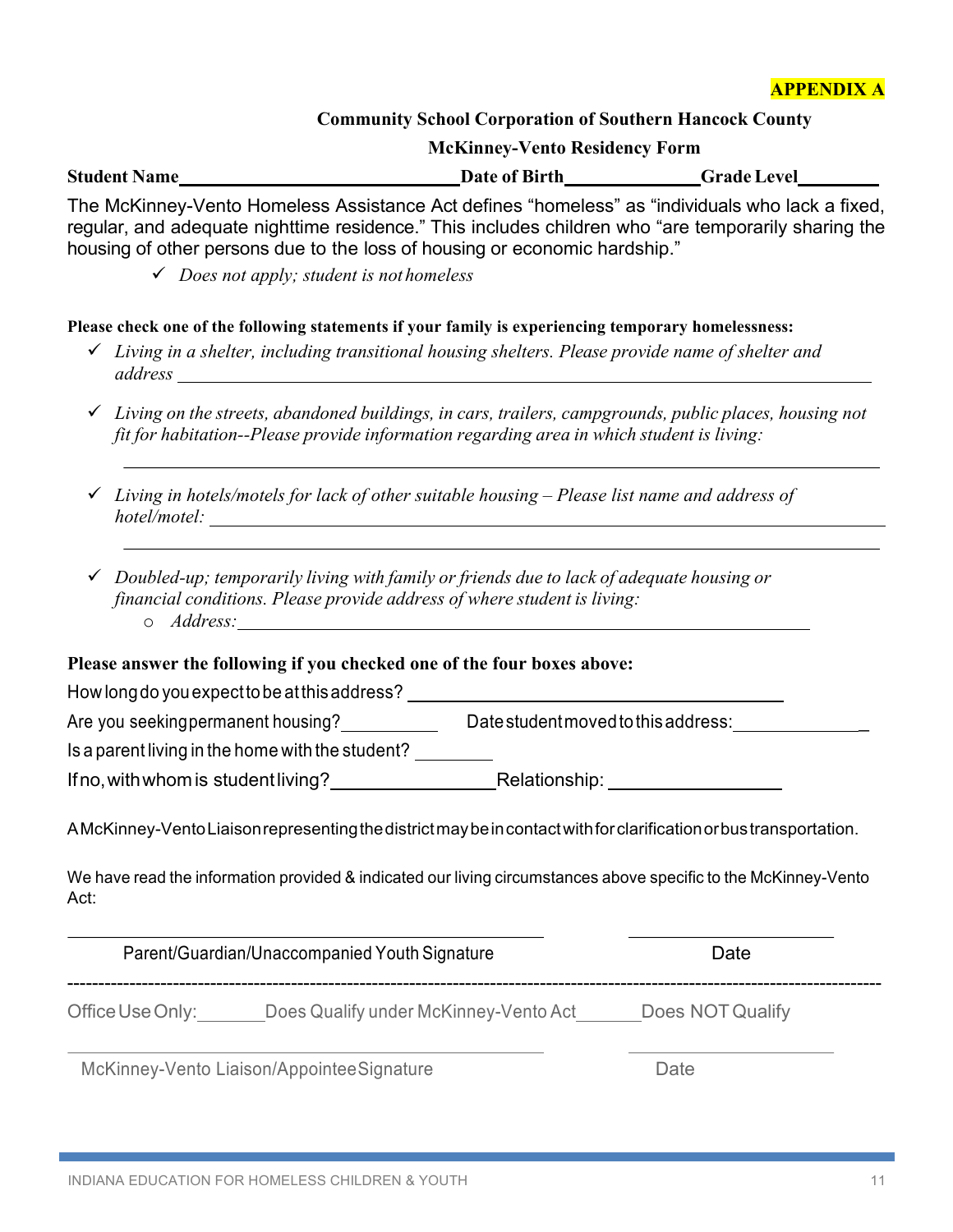**APPENDIX A**

**Community School Corporation of Southern Hancock County**

**McKinney-Vento Residency Form**

**Student Name**\_\_\_\_\_\_\_\_\_\_\_\_\_\_\_\_\_\_\_\_\_\_\_\_\_\_\_\_ **Date of Birth**\_\_\_\_\_\_\_\_\_\_\_\_\_ **Grade Level**\_\_\_\_\_\_\_\_

The McKinney-Vento Homeless Assistance Act defines "homeless" as "individuals who lack a fixed, regular, and adequate nighttime residence." This includes children who "are temporarily sharing the housing of other persons due to the loss of housing or economic hardship."

- ✓ *Does not apply; student is not homeless*

**Please check one of the following statements if your family is experiencing temporary homelessness:**

- ✓ *Living in a shelter, including transitional housing shelters. Please provide name of shelter and address* \_\_\_\_\_\_\_\_\_\_\_\_\_\_\_\_\_\_\_\_\_\_\_\_\_\_\_\_\_\_\_\_\_\_\_\_\_\_\_\_\_\_\_\_\_\_\_\_\_\_\_\_\_\_\_\_\_\_\_\_\_\_\_\_
- ✓ *Living on the streets, abandoned buildings, in cars, trailers, campgrounds, public places, housing not fit for habitation--Please provide information regarding area in which student is living:*

  \_\_\_\_\_\_\_\_\_\_\_\_\_\_\_\_\_\_\_\_\_\_\_\_\_\_\_\_\_\_\_\_\_\_\_\_\_\_\_\_\_\_\_\_\_\_\_\_\_\_\_\_\_\_\_\_\_\_\_\_\_\_\_\_\_\_\_\_\_\_
- ✓ *Living in hotels/motels for lack of other suitable housing – Please list name and address of hotel/motel:* \_\_\_\_\_\_\_\_\_\_\_\_\_\_\_\_\_\_\_\_\_\_\_\_\_\_\_\_\_\_\_\_\_\_\_\_\_\_\_\_\_\_\_\_\_\_\_\_\_\_\_\_\_\_\_\_\_\_\_\_

  \_\_\_\_\_\_\_\_\_\_\_\_\_\_\_\_\_\_\_\_\_\_\_\_\_\_\_\_\_\_\_\_\_\_\_\_\_\_\_\_\_\_\_\_\_\_\_\_\_\_\_\_\_\_\_\_\_\_\_\_\_\_\_\_\_\_\_\_\_\_
- ✓ *Doubled-up; temporarily living with family or friends due to lack of adequate housing or financial conditions. Please provide address of where student is living:*
  - *Address:*\_\_\_\_\_\_\_\_\_\_\_\_\_\_\_\_\_\_\_\_\_\_\_\_\_\_\_\_\_\_\_\_\_\_\_\_\_\_\_\_\_\_\_\_\_\_\_\_\_\_\_\_\_\_\_

**Please answer the following if you checked one of the four boxes above:**

How long do you expect to be at this address? \_\_\_\_\_\_\_\_\_\_\_\_\_\_\_\_\_\_\_\_\_\_\_\_\_\_\_\_\_\_\_\_\_\_\_\_

Are you seeking permanent housing?\_\_\_\_\_\_\_\_\_ Date student moved to this address:\_\_\_\_\_\_\_\_\_\_\_\_\_

Is a parent living in the home with the student? \_\_\_\_\_\_\_

If no, with whom is student living?\_\_\_\_\_\_\_\_\_\_\_\_\_\_\_\_Relationship: \_\_\_\_\_\_\_\_\_\_\_\_\_\_\_\_

A McKinney-Vento Liaison representing the district may be in contact with for clarification or bus transportation.

We have read the information provided & indicated our living circumstances above specific to the McKinney-Vento Act:

\_\_\_\_\_\_\_\_\_\_\_\_\_\_\_\_\_\_\_\_\_\_\_\_\_\_\_\_\_\_\_\_\_\_\_\_\_\_\_\_\_\_\_ \_\_\_\_\_\_\_\_\_\_\_\_\_\_\_\_\_\_\_

Parent/Guardian/Unaccompanied Youth Signature Date

---

Office Use Only:\_\_\_\_\_\_\_Does Qualify under McKinney-Vento Act\_\_\_\_\_\_\_Does NOT Qualify

\_\_\_\_\_\_\_\_\_\_\_\_\_\_\_\_\_\_\_\_\_\_\_\_\_\_\_\_\_\_\_\_\_\_\_\_\_\_\_\_\_\_\_ \_\_\_\_\_\_\_\_\_\_\_\_\_\_\_\_\_\_\_

McKinney-Vento Liaison/Appointee Signature Date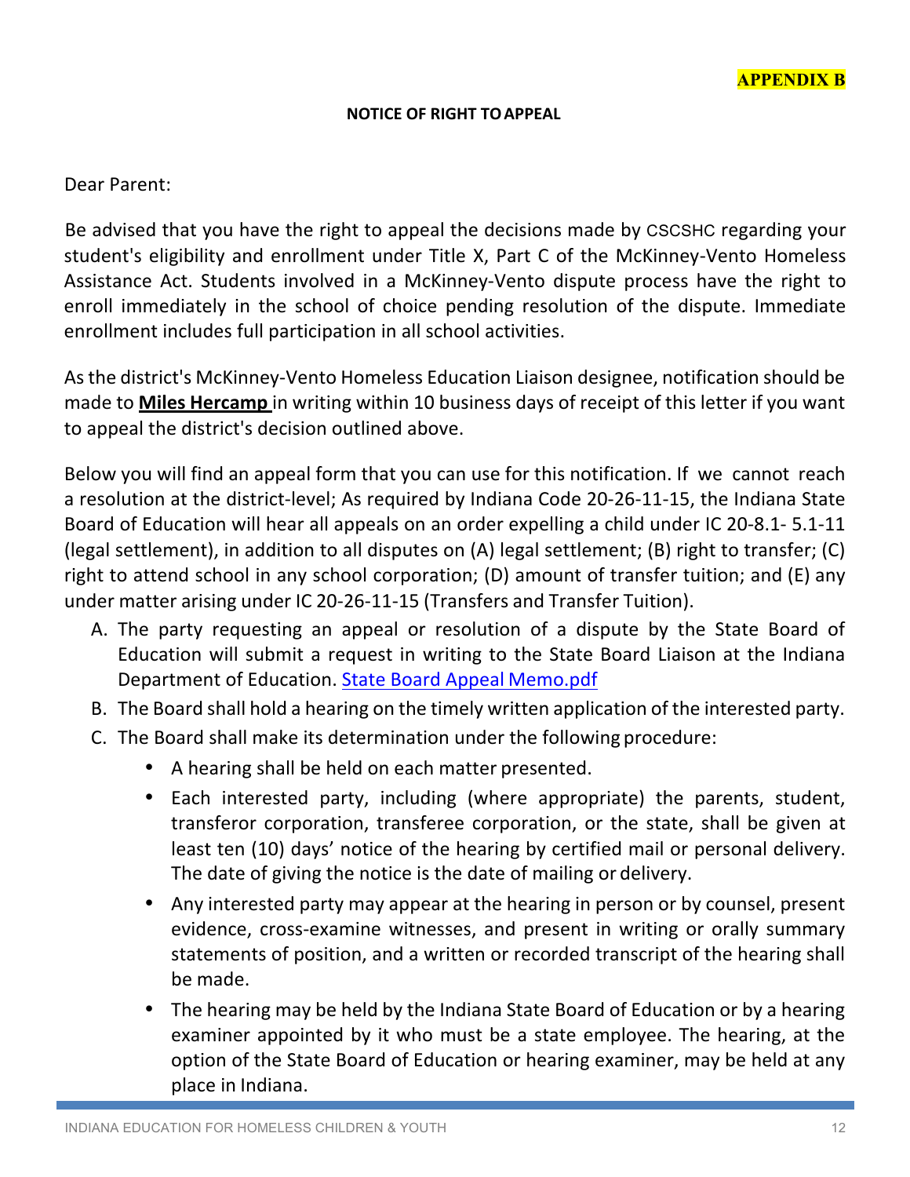**APPENDIX B**

**NOTICE OF RIGHT TO APPEAL**

Dear Parent:

Be advised that you have the right to appeal the decisions made by CSCSHC regarding your student's eligibility and enrollment under Title X, Part C of the McKinney-Vento Homeless Assistance Act. Students involved in a McKinney-Vento dispute process have the right to enroll immediately in the school of choice pending resolution of the dispute. Immediate enrollment includes full participation in all school activities.

As the district's McKinney-Vento Homeless Education Liaison designee, notification should be made to **Miles Hercamp** in writing within 10 business days of receipt of this letter if you want to appeal the district's decision outlined above.

Below you will find an appeal form that you can use for this notification. If we cannot reach a resolution at the district-level; As required by Indiana Code 20-26-11-15, the Indiana State Board of Education will hear all appeals on an order expelling a child under IC 20-8.1- 5.1-11 (legal settlement), in addition to all disputes on (A) legal settlement; (B) right to transfer; (C) right to attend school in any school corporation; (D) amount of transfer tuition; and (E) any under matter arising under IC 20-26-11-15 (Transfers and Transfer Tuition).

A. The party requesting an appeal or resolution of a dispute by the State Board of Education will submit a request in writing to the State Board Liaison at the Indiana Department of Education. State Board Appeal Memo.pdf
B. The Board shall hold a hearing on the timely written application of the interested party.
C. The Board shall make its determination under the following procedure:
   - A hearing shall be held on each matter presented.
   - Each interested party, including (where appropriate) the parents, student, transferor corporation, transferee corporation, or the state, shall be given at least ten (10) days' notice of the hearing by certified mail or personal delivery. The date of giving the notice is the date of mailing or delivery.
   - Any interested party may appear at the hearing in person or by counsel, present evidence, cross-examine witnesses, and present in writing or orally summary statements of position, and a written or recorded transcript of the hearing shall be made.
   - The hearing may be held by the Indiana State Board of Education or by a hearing examiner appointed by it who must be a state employee. The hearing, at the option of the State Board of Education or hearing examiner, may be held at any place in Indiana.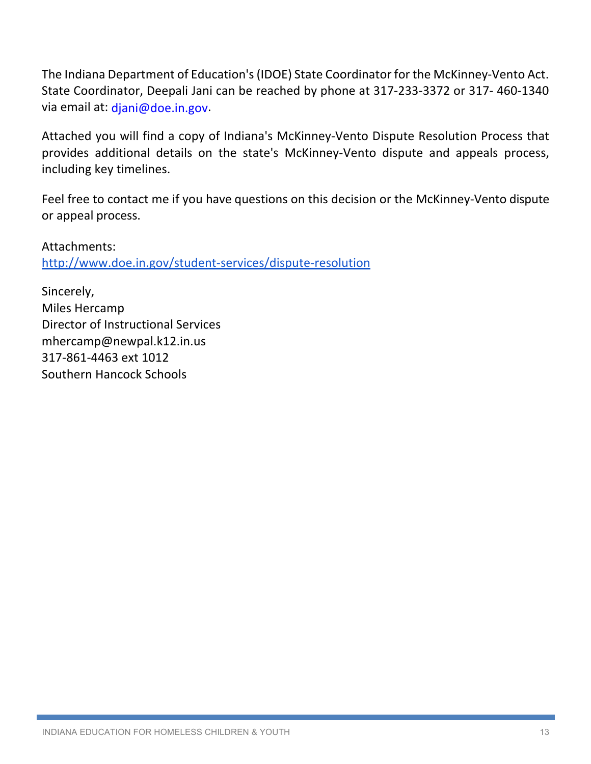The Indiana Department of Education's (IDOE) State Coordinator for the McKinney-Vento Act. State Coordinator, Deepali Jani can be reached by phone at 317-233-3372 or 317- 460-1340 via email at: djani@doe.in.gov.

Attached you will find a copy of Indiana's McKinney-Vento Dispute Resolution Process that provides additional details on the state's McKinney-Vento dispute and appeals process, including key timelines.

Feel free to contact me if you have questions on this decision or the McKinney-Vento dispute or appeal process.

Attachments:
http://www.doe.in.gov/student-services/dispute-resolution

Sincerely,
Miles Hercamp
Director of Instructional Services
mhercamp@newpal.k12.in.us
317-861-4463 ext 1012
Southern Hancock Schools